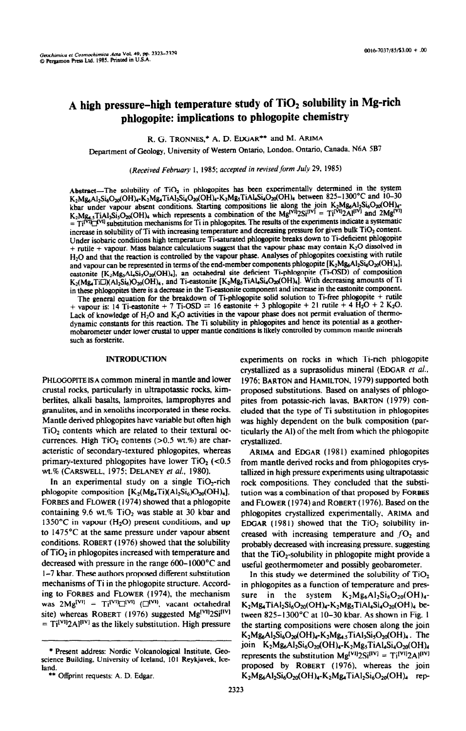# A high pressure–high temperature study of $TiO_2$ solubility in Mg-rich phlogopite: implications to phlogopite chemistry

R. G. TRONNES,* A. D. EDGAR** and M. ARIMA

Department of Geology, University of Western Ontario, London, Ontario, Canada, N6A 5B7

*(Received February 1, 1985; accepted in revised form July 29, 1985)*

**Abstract**—The solubility of $TiO_2$ in phlogopites has been experimentally determined in the system $K_2Mg_6Al_2Si_6O_{20}(OH)_4$-$K_2Mg_4TiAl_2Si_6O_{20}(OH)_4$-$K_2Mg_5TiAl_4Si_4O_{20}(OH)_4$ between 825–1300°C and 10–30 kbar under vapour absent conditions. Starting compositions lie along the join $K_2Mg_6Al_2Si_6O_{20}(OH)_4$-$K_2Mg_{4.5}TiAl_3Si_5O_{20}(OH)_4$ which represents a combination of the $Mg^{[VI]}2Si^{[IV]} = Ti^{[VI]}2Al^{[IV]}$ and $2Mg^{[VI]} = Ti^{[VI]}\square^{[VI]}$ substitution mechanisms for Ti in phlogopites. The results of the experiments indicate a systematic increase in solubility of Ti with increasing temperature and decreasing pressure for given bulk $TiO_2$ content. Under isobaric conditions high temperature Ti-saturated phlogopite breaks down to Ti-deficient phlogopite + rutile + vapour. Mass balance calculations suggest that the vapour phase may contain $K_2O$ dissolved in $H_2O$ and that the reaction is controlled by the vapour phase. Analyses of phlogopites coexisting with rutile and vapour can be represented in terms of the end-member components phlogopite [$K_2Mg_6Al_2Si_6O_{20}(OH)_4$], eastonite [$K_2Mg_5Al_4Si_5O_{20}(OH)_4$], an octahedral site deficient Ti-phlogopite (Ti-OSD) of composition $K_2(Mg_4Ti\square)(Al_2Si_6)O_{20}(OH)_4$, and Ti-eastonite [$K_2Mg_5TiAl_4Si_4O_{20}(OH)_4$]. With decreasing amounts of Ti in these phlogopites there is a decrease in the Ti-eastonite component and increase in the eastonite component.

The general equation for the breakdown of Ti-phlogopite solid solution to Ti-free phlogopite + rutile + vapour is: 14 Ti-eastonite + 7 Ti-OSD ⇌ 16 eastonite + 3 phlogopite + 21 rutile + 4 $H_2O$ + 2 $K_2O$. Lack of knowledge of $H_2O$ and $K_2O$ activities in the vapour phase does not permit evaluation of thermodynamic constants for this reaction. The Ti solubility in phlogopites and hence its potential as a geothermobarometer under lower crustal to upper mantle conditions is likely controlled by common mantle minerals such as forsterite.

## INTRODUCTION

PHLOGOPITE IS A common mineral in mantle and lower crustal rocks, particularly in ultrapotassic rocks, kimberlites, alkali basalts, lamproites, lamprophyres and granulites, and in xenoliths incorporated in these rocks. Mantle derived phlogopites have variable but often high $TiO_2$ contents which are related to their textural occurrences. High $TiO_2$ contents (>0.5 wt.%) are characteristic of secondary-textured phlogopites, whereas primary-textured phlogopites have lower $TiO_2$ (<0.5 wt.%) (CARSWELL, 1975; DELANEY *et al.*, 1980).

In an experimental study on a single $TiO_2$-rich phlogopite composition [$K_2(Mg_4Ti)(Al_2Si_6)O_{20}(OH)_4$], FORBES and FLOWER (1974) showed that a phlogopite containing 9.6 wt.% $TiO_2$ was stable at 30 kbar and 1350°C in vapour ($H_2O$) present conditions, and up to 1475°C at the same pressure under vapour absent conditions. ROBERT (1976) showed that the solubility of $TiO_2$ in phlogopites increased with temperature and decreased with pressure in the range 600–1000°C and 1–7 kbar. These authors proposed different substitution mechanisms of Ti in the phlogopite structure. According to FORBES and FLOWER (1974), the mechanism was $2Mg^{[VI]} = Ti^{[VI]}\square^{[VI]}$ ($\square^{[VI]}$, vacant octahedral site) whereas ROBERT (1976) suggested $Mg^{[VI]}2Si^{[IV]} = Ti^{[VI]}2Al^{[IV]}$ as the likely substitution. High pressure experiments on rocks in which Ti-rich phlogopite crystallized as a suprasolidus mineral (EDGAR *et al.*, 1976; BARTON and HAMILTON, 1979) supported both proposed substitutions. Based on analyses of phlogopites from potassic-rich lavas, BARTON (1979) concluded that the type of Ti substitution in phlogopites was highly dependent on the bulk composition (particularly the Al) of the melt from which the phlogopite crystallized.

ARIMA and EDGAR (1981) examined phlogopites from mantle derived rocks and from phlogopites crystallized in high pressure experiments using ultrapotassic rock compositions. They concluded that the substitution was a combination of that proposed by FORBES and FLOWER (1974) and ROBERT (1976). Based on the phlogopites crystallized experimentally, ARIMA and EDGAR (1981) showed that the $TiO_2$ solubility increased with increasing temperature and $fO_2$ and probably decreased with increasing pressure, suggesting that the $TiO_2$-solubility in phlogopite might provide a useful geothermometer and possibly geobarometer.

In this study we determined the solubility of $TiO_2$ in phlogopites as a function of temperature and pressure in the system $K_2Mg_6Al_2Si_6O_{20}(OH)_4$-$K_2Mg_4TiAl_2Si_6O_{20}(OH)_4$-$K_2Mg_5TiAl_4Si_4O_{20}(OH)_4$ between 825–1300°C at 10–30 kbar. As shown in Fig. 1 the starting compositions were chosen along the join $K_2Mg_6Al_2Si_6O_{20}(OH)_4$-$K_2Mg_{4.5}TiAl_3Si_5O_{20}(OH)_4$. The join $K_2Mg_6Al_2Si_6O_{20}(OH)_4$-$K_2Mg_5TiAl_4Si_4O_{20}(OH)_4$ represents the substitution $Mg^{[VI]}2Si^{[IV]} = Ti^{[VI]}2Al^{[IV]}$ proposed by ROBERT (1976), whereas the join $K_2Mg_6Al_2Si_6O_{20}(OH)_4$-$K_2Mg_4TiAl_2Si_6O_{20}(OH)_4$ rep-

---

\* Present address: Nordic Volcanological Institute, Geoscience Building, University of Iceland, 101 Reykjavek, Iceland.

\*\* Offprint requests: A. D. Edgar.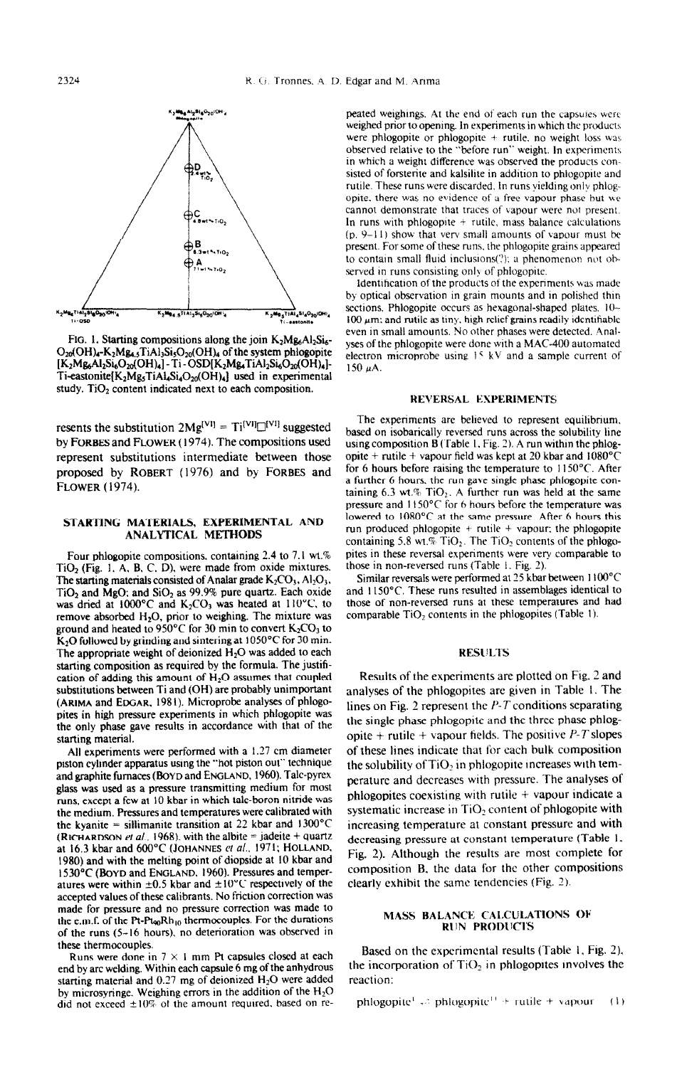FIG. 1. Starting compositions along the join $K_2Mg_6Al_2Si_6O_{20}(OH)_4$-$K_2Mg_{4.5}TiAl_3Si_5O_{20}(OH)_4$ of the system phlogopite $[K_2Mg_6Al_2Si_6O_{20}(OH)_4]$ - Ti-OSD$[K_2Mg_4TiAl_2Si_6O_{20}(OH)_4]$-Ti-eastonite$[K_2Mg_5TiAl_4Si_4O_{20}(OH)_4]$ used in experimental study. $TiO_2$ content indicated next to each composition.

resents the substitution $2Mg^{[VI]} = Ti^{[VI]}\square^{[VI]}$ suggested by FORBES and FLOWER (1974). The compositions used represent substitutions intermediate between those proposed by ROBERT (1976) and by FORBES and FLOWER (1974).

## STARTING MATERIALS, EXPERIMENTAL AND ANALYTICAL METHODS

Four phlogopite compositions, containing 2.4 to 7.1 wt.% $TiO_2$ (Fig. 1, A, B, C, D), were made from oxide mixtures. The starting materials consisted of Analar grade $K_2CO_3$, $Al_2O_3$, $TiO_2$ and MgO; and $SiO_2$ as 99.9% pure quartz. Each oxide was dried at 1000°C and $K_2CO_3$ was heated at 110°C, to remove absorbed $H_2O$, prior to weighing. The mixture was ground and heated to 950°C for 30 min to convert $K_2CO_3$ to $K_2O$ followed by grinding and sintering at 1050°C for 30 min. The appropriate weight of deionized $H_2O$ was added to each starting composition as required by the formula. The justification of adding this amount of $H_2O$ assumes that coupled substitutions between Ti and (OH) are probably unimportant (ARIMA and EDGAR, 1981). Microprobe analyses of phlogopites in high pressure experiments in which phlogopite was the only phase gave results in accordance with that of the starting material.

All experiments were performed with a 1.27 cm diameter piston cylinder apparatus using the "hot piston out" technique and graphite furnaces (BOYD and ENGLAND, 1960). Talc-pyrex glass was used as a pressure transmitting medium for most runs, except a few at 10 kbar in which talc-boron nitride was the medium. Pressures and temperatures were calibrated with the kyanite = sillimanite transition at 22 kbar and 1300°C (RICHARDSON *et al.*, 1968), with the albite = jadeite + quartz at 16.3 kbar and 600°C (JOHANNES *et al.*, 1971; HOLLAND, 1980) and with the melting point of diopside at 10 kbar and 1530°C (BOYD and ENGLAND, 1960). Pressures and temperatures were within ±0.5 kbar and ±10°C respectively of the accepted values of these calibrants. No friction correction was made for pressure and no pressure correction was made to the e.m.f. of the $Pt$-$Pt_{90}Rh_{10}$ thermocouples. For the durations of the runs (5-16 hours), no deterioration was observed in these thermocouples.

Runs were done in 7 × 1 mm Pt capsules closed at each end by arc welding. Within each capsule 6 mg of the anhydrous starting material and 0.27 mg of deionized $H_2O$ were added by microsyringe. Weighing errors in the addition of the $H_2O$ did not exceed ±10% of the amount required, based on repeated weighings. At the end of each run the capsules were weighed prior to opening. In experiments in which the products were phlogopite or phlogopite + rutile, no weight loss was observed relative to the "before run" weight. In experiments in which a weight difference was observed the products consisted of forsterite and kalsilite in addition to phlogopite and rutile. These runs were discarded. In runs yielding only phlogopite, there was no evidence of a free vapour phase but we cannot demonstrate that traces of vapour were not present. In runs with phlogopite + rutile, mass balance calculations (p. 9-11) show that very small amounts of vapour must be present. For some of these runs, the phlogopite grains appeared to contain small fluid inclusions(?); a phenomenon not observed in runs consisting only of phlogopite.

Identification of the products of the experiments was made by optical observation in grain mounts and in polished thin sections. Phlogopite occurs as hexagonal-shaped plates, 10-100 μm; and rutile as tiny, high relief grains readily identifiable even in small amounts. No other phases were detected. Analyses of the phlogopite were done with a MAC-400 automated electron microprobe using 15 kV and a sample current of 150 μA.

## REVERSAL EXPERIMENTS

The experiments are believed to represent equilibrium, based on isobarically reversed runs across the solubility line using composition B (Table 1, Fig. 2). A run within the phlogopite + rutile + vapour field was kept at 20 kbar and 1080°C for 6 hours before raising the temperature to 1150°C. After a further 6 hours, the run gave single phase phlogopite containing 6.3 wt.% $TiO_2$. A further run was held at the same pressure and 1150°C for 6 hours before the temperature was lowered to 1080°C at the same pressure. After 6 hours this run produced phlogopite + rutile + vapour; the phlogopite containing 5.8 wt.% $TiO_2$. The $TiO_2$ contents of the phlogopites in these reversal experiments were very comparable to those in non-reversed runs (Table 1, Fig. 2).

Similar reversals were performed at 25 kbar between 1100°C and 1150°C. These runs resulted in assemblages identical to those of non-reversed runs at these temperatures and had comparable $TiO_2$ contents in the phlogopites (Table 1).

## RESULTS

Results of the experiments are plotted on Fig. 2 and analyses of the phlogopites are given in Table 1. The lines on Fig. 2 represent the *P-T* conditions separating the single phase phlogopite and the three phase phlogopite + rutile + vapour fields. The positive *P-T* slopes of these lines indicate that for each bulk composition the solubility of $TiO_2$ in phlogopite increases with temperature and decreases with pressure. The analyses of phlogopites coexisting with rutile + vapour indicate a systematic increase in $TiO_2$ content of phlogopite with increasing temperature at constant pressure and with decreasing pressure at constant temperature (Table 1, Fig. 2). Although the results are most complete for composition B, the data for the other compositions clearly exhibit the same tendencies (Fig. 2).

## MASS BALANCE CALCULATIONS OF RUN PRODUCTS

Based on the experimental results (Table 1, Fig. 2), the incorporation of $TiO_2$ in phlogopites involves the reaction:

$$\text{phlogopite}^{I} \rightleftharpoons \text{phlogopite}^{II} + \text{rutile} + \text{vapour} \quad (1)$$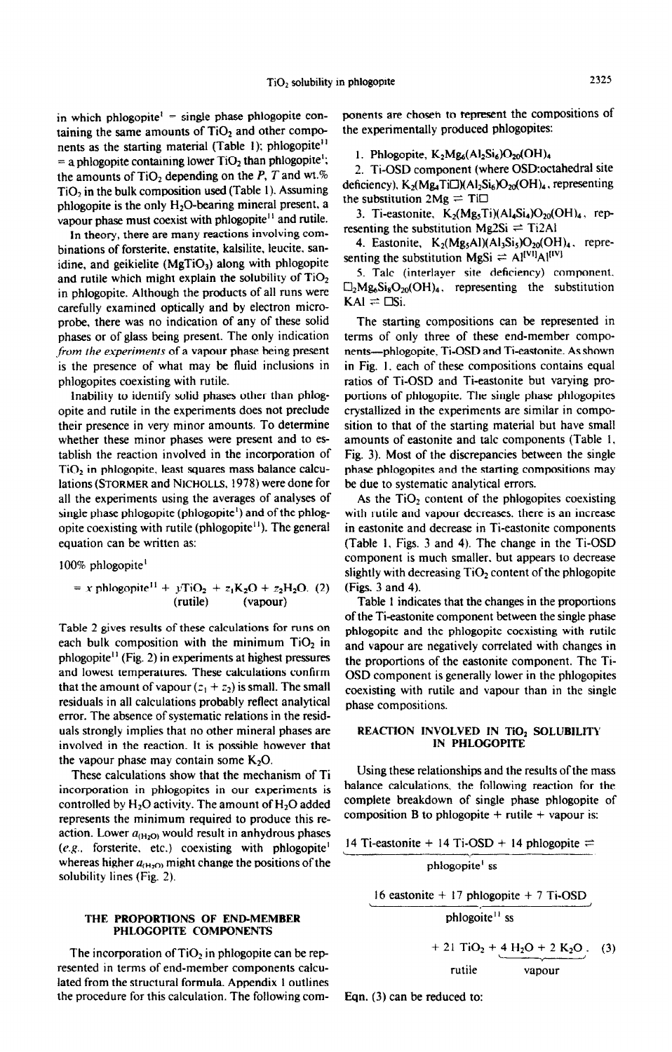in which phlogopite[I] = single phase phlogopite containing the same amounts of $TiO_2$ and other components as the starting material (Table 1); phlogopite[II] = a phlogopite containing lower $TiO_2$ than phlogopite[I]; the amounts of $TiO_2$ depending on the $P$, $T$ and wt.% $TiO_2$ in the bulk composition used (Table 1). Assuming phlogopite is the only $H_2O$-bearing mineral present, a vapour phase must coexist with phlogopite[II] and rutile.

In theory, there are many reactions involving combinations of forsterite, enstatite, kalsilite, leucite, sanidine, and geikielite ($MgTiO_3$) along with phlogopite and rutile which might explain the solubility of $TiO_2$ in phlogopite. Although the products of all runs were carefully examined optically and by electron microprobe, there was no indication of any of these solid phases or of glass being present. The only indication *from the experiments* of a vapour phase being present is the presence of what may be fluid inclusions in phlogopites coexisting with rutile.

Inability to identify solid phases other than phlogopite and rutile in the experiments does not preclude their presence in very minor amounts. To determine whether these minor phases were present and to establish the reaction involved in the incorporation of $TiO_2$ in phlogopite, least squares mass balance calculations (STORMER and NICHOLLS, 1978) were done for all the experiments using the averages of analyses of single phase phlogopite (phlogopite[I]) and of the phlogopite coexisting with rutile (phlogopite[II]). The general equation can be written as:

$$100\% \text{ phlogopite}^{I} = x \text{ phlogopite}^{II} + \underset{\text{(rutile)}}{y\,TiO_2} + \underset{\text{(vapour)}}{z_1 K_2O + z_2 H_2O}. \quad (2)$$

Table 2 gives results of these calculations for runs on each bulk composition with the minimum $TiO_2$ in phlogopite[II] (Fig. 2) in experiments at highest pressures and lowest temperatures. These calculations confirm that the amount of vapour ($z_1 + z_2$) is small. The small residuals in all calculations probably reflect analytical error. The absence of systematic relations in the residuals strongly implies that no other mineral phases are involved in the reaction. It is possible however that the vapour phase may contain some $K_2O$.

These calculations show that the mechanism of Ti incorporation in phlogopites in our experiments is controlled by $H_2O$ activity. The amount of $H_2O$ added represents the minimum required to produce this reaction. Lower $a_{(H_2O)}$ would result in anhydrous phases (*e.g.*, forsterite, etc.) coexisting with phlogopite[I] whereas higher $a_{(H_2O)}$ might change the positions of the solubility lines (Fig. 2).

## THE PROPORTIONS OF END-MEMBER PHLOGOPITE COMPONENTS

The incorporation of $TiO_2$ in phlogopite can be represented in terms of end-member components calculated from the structural formula. Appendix 1 outlines the procedure for this calculation. The following components are chosen to represent the compositions of the experimentally produced phlogopites:

1. Phlogopite, $K_2Mg_6(Al_2Si_6)O_{20}(OH)_4$
2. Ti-OSD component (where OSD:octahedral site deficiency), $K_2(Mg_4Ti\square)(Al_2Si_6)O_{20}(OH)_4$, representing the substitution $2Mg \rightleftharpoons Ti\square$
3. Ti-eastonite, $K_2(Mg_5Ti)(Al_4Si_4)O_{20}(OH)_4$, representing the substitution $Mg2Si \rightleftharpoons Ti2Al$
4. Eastonite, $K_2(Mg_5Al)(Al_3Si_5)O_{20}(OH)_4$, representing the substitution $MgSi \rightleftharpoons Al^{[VI]}Al^{[IV]}$
5. Talc (interlayer site deficiency) component, $\square_2Mg_6Si_8O_{20}(OH)_4$, representing the substitution $KAl \rightleftharpoons \square Si$.

The starting compositions can be represented in terms of only three of these end-member components—phlogopite, Ti-OSD and Ti-eastonite. As shown in Fig. 1, each of these compositions contains equal ratios of Ti-OSD and Ti-eastonite but varying proportions of phlogopite. The single phase phlogopites crystallized in the experiments are similar in composition to that of the starting material but have small amounts of eastonite and talc components (Table 1, Fig. 3). Most of the discrepancies between the single phase phlogopites and the starting compositions may be due to systematic analytical errors.

As the $TiO_2$ content of the phlogopites coexisting with rutile and vapour decreases, there is an increase in eastonite and decrease in Ti-eastonite components (Table 1, Figs. 3 and 4). The change in the Ti-OSD component is much smaller, but appears to decrease slightly with decreasing $TiO_2$ content of the phlogopite (Figs. 3 and 4).

Table 1 indicates that the changes in the proportions of the Ti-eastonite component between the single phase phlogopite and the phlogopite coexisting with rutile and vapour are negatively correlated with changes in the proportions of the eastonite component. The Ti-OSD component is generally lower in the phlogopites coexisting with rutile and vapour than in the single phase compositions.

## REACTION INVOLVED IN $TiO_2$ SOLUBILITY IN PHLOGOPITE

Using these relationships and the results of the mass balance calculations, the following reaction for the complete breakdown of single phase phlogopite of composition B to phlogopite + rutile + vapour is:

$$\underbrace{14 \text{ Ti-eastonite} + 14 \text{ Ti-OSD} + 14 \text{ phlogopite}}_{\text{phlogopite}^{I}\text{ ss}} \rightleftharpoons$$

$$\underbrace{16 \text{ eastonite} + 17 \text{ phlogopite} + 7 \text{ Ti-OSD}}_{\text{phlogoite}^{II}\text{ ss}}$$

$$+ \underbrace{21\,TiO_2}_{\text{rutile}} + \underbrace{4\,H_2O + 2\,K_2O}_{\text{vapour}}. \quad (3)$$

Eqn. (3) can be reduced to: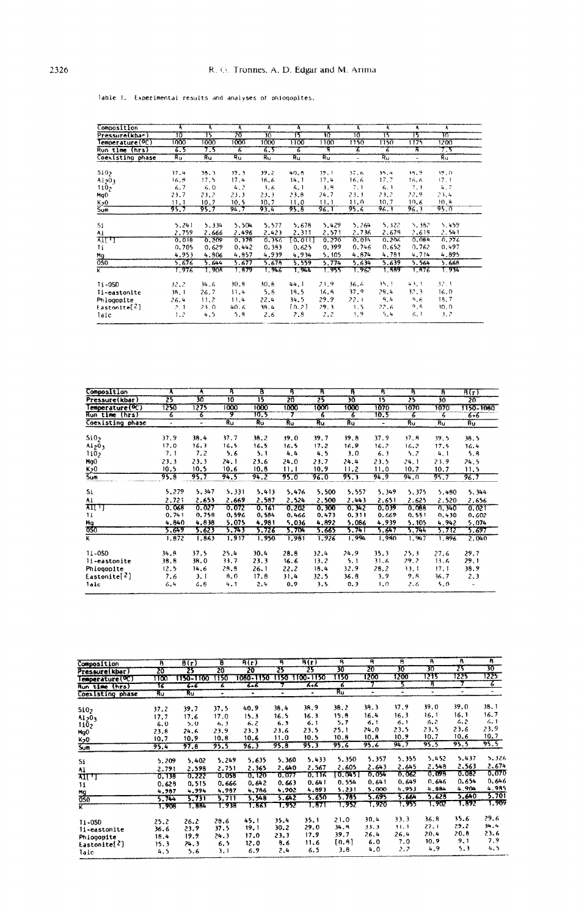Table 1. Experimental results and analyses of phlogopites.

| Composition | A | A | A | A | A | A | A | A | A | A |
|---|---|---|---|---|---|---|---|---|---|---|
| Pressure(kbar) | 10 | 15 | 20 | 30 | 15 | 30 | 10 | 15 | 15 | 30 |
| Temperature(°C) | 1000 | 1000 | 1000 | 1000 | 1100 | 1100 | 1150 | 1150 | 1175 | 1200 |
| Run time (hrs) | 6.5 | 7.5 | 6 | 6.5 | 6 | 8 | 6 | 6 | 8 | 7.5 |
| Coexisting phase | Ru | Ru | Ru | Ru | Ru | Ru | - | Ru | - | Ru |
| $SiO_2$ | 37.4 | 38.3 | 39.3 | 39.2 | 40.8 | 39.1 | 37.6 | 35.4 | 35.9 | 39.0 |
| $Al_2O_3$ | 16.8 | 17.5 | 17.4 | 16.6 | 14.1 | 17.4 | 16.6 | 17.7 | 16.6 | 17.1 |
| $TiO_2$ | 6.7 | 6.0 | 4.2 | 3.6 | 6.1 | 3.8 | 7.1 | 6.3 | 7.3 | 4.7 |
| MgO | 23.7 | 23.2 | 23.3 | 23.3 | 23.8 | 24.7 | 23.3 | 23.2 | 22.9 | 23.4 |
| $K_2O$ | 11.1 | 10.7 | 10.5 | 10.7 | 11.0 | 11.1 | 11.0 | 10.7 | 10.6 | 10.8 |
| Sum | 95.7 | 95.7 | 94.7 | 93.4 | 95.8 | 96.1 | 95.6 | 96.1 | 96.3 | 95.0 |
| Si | 5.241 | 5.334 | 5.504 | 5.577 | 5.678 | 5.429 | 5.264 | 5.322 | 5.382 | 5.459 |
| Al | 2.759 | 2.666 | 2.496 | 2.423 | 2.311 | 2.571 | 2.736 | 2.678 | 2.618 | 2.541 |
| Al(1) | 0.018 | 0.209 | 0.378 | 0.356 | [0.011] | 0.290 | 0.014 | 0.206 | 0.088 | 0.276 |
| Ti | 0.705 | 0.629 | 0.442 | 0.383 | 0.625 | 0.399 | 0.746 | 0.652 | 0.762 | 0.497 |
| Mg | 4.953 | 4.806 | 4.857 | 4.939 | 4.934 | 5.105 | 4.874 | 4.781 | 4.714 | 4.895 |
| OSO | 5.676 | 5.644 | 5.677 | 5.678 | 5.559 | 5.774 | 5.634 | 5.639 | 5.564 | 5.668 |
| K | 1.976 | 1.908 | 1.879 | 1.946 | 1.944 | 1.955 | 1.962 | 1.889 | 1.876 | 1.934 |
| Ti-OSO | 32.2 | 34.6 | 30.8 | 30.8 | 44.1 | 21.9 | 36.6 | 35.1 | 43.3 | 32.1 |
| Ti-eastonite | 38.1 | 26.7 | 11.4 | 5.8 | 19.5 | 16.6 | 37.9 | 29.4 | 32.3 | 16.0 |
| Phlogopite | 26.4 | 11.2 | 11.4 | 22.4 | 34.5 | 29.9 | 22.1 | 9.4 | 9.6 | 18.7 |
| Eastonite(2) | 2.1 | 23.0 | 40.6 | 38.4 | [0.2] | 29.3 | 1.5 | 22.6 | 9.4 | 30.0 |
| Talc | 1.2 | 4.5 | 5.8 | 2.6 | 2.9 | 2.2 | 1.9 | 5.4 | 6.1 | 3.2 |

| Composition | A | A | B | B | B | B | B | B | B | B | B(r) |
|---|---|---|---|---|---|---|---|---|---|---|---|
| Pressure(kbar) | 25 | 30 | 10 | 15 | 20 | 25 | 30 | 15 | 25 | 30 | 20 |
| Temperature(°C) | 1250 | 1275 | 1000 | 1000 | 1000 | 1000 | 1000 | 1070 | 1070 | 1070 | 1150-1080 |
| Run time (hrs) | 6 | 6 | 9 | 10.5 | 7 | 6 | 6 | 10.5 | 6 | 6 | 6+6 |
| Coexisting phase | - | - | Ru | Ru | Ru | Ru | Ru | - | Ru | Ru | Ru |
| $SiO_2$ | 37.9 | 38.4 | 37.7 | 38.2 | 39.0 | 39.7 | 39.8 | 37.9 | 37.8 | 39.5 | 38.5 |
| $Al_2O_3$ | 17.0 | 16.3 | 16.5 | 16.5 | 16.5 | 17.2 | 16.9 | 16.2 | 16.2 | 17.5 | 16.4 |
| $TiO_2$ | 7.1 | 7.2 | 5.6 | 5.1 | 4.4 | 4.5 | 3.0 | 6.3 | 5.2 | 4.1 | 5.8 |
| MgO | 23.3 | 23.3 | 24.1 | 23.6 | 24.0 | 23.7 | 24.4 | 23.5 | 24.1 | 23.9 | 24.5 |
| $K_2O$ | 10.5 | 10.5 | 10.6 | 10.8 | 11.1 | 10.9 | 11.2 | 11.0 | 10.7 | 10.7 | 11.5 |
| Sum | 95.8 | 95.7 | 94.5 | 94.2 | 95.0 | 96.0 | 95.3 | 94.9 | 94.0 | 95.7 | 96.7 |
| Si | 5.279 | 5.347 | 5.331 | 5.413 | 5.476 | 5.500 | 5.557 | 5.349 | 5.375 | 5.480 | 5.344 |
| Al | 2.721 | 2.653 | 2.669 | 2.587 | 2.524 | 2.500 | 2.443 | 2.651 | 2.625 | 2.520 | 2.656 |
| Al(1) | 0.068 | 0.027 | 0.072 | 0.161 | 0.202 | 0.300 | 0.342 | 0.039 | 0.088 | 0.340 | 0.021 |
| Ti | 0.741 | 0.758 | 0.596 | 0.584 | 0.466 | 0.473 | 0.313 | 0.669 | 0.551 | 0.430 | 0.602 |
| Mg | 4.840 | 4.838 | 5.075 | 4.981 | 5.036 | 4.892 | 5.086 | 4.939 | 5.105 | 4.942 | 5.074 |
| OSO | 5.649 | 5.623 | 5.743 | 5.726 | 5.704 | 5.665 | 5.741 | 5.647 | 5.744 | 5.712 | 5.697 |
| K | 1.872 | 1.863 | 1.917 | 1.950 | 1.981 | 1.926 | 1.994 | 1.980 | 1.947 | 1.896 | 2.040 |
| Ti-OSO | 34.8 | 37.5 | 25.4 | 30.4 | 28.8 | 32.4 | 24.9 | 35.3 | 25.3 | 27.6 | 29.7 |
| Ti-eastonite | 38.8 | 38.0 | 33.7 | 23.3 | 16.6 | 13.2 | 5.1 | 31.6 | 29.2 | 13.6 | 29.1 |
| Phlogopite | 12.5 | 14.6 | 28.8 | 26.1 | 22.2 | 18.4 | 32.9 | 28.2 | 33.1 | 17.1 | 38.9 |
| Eastonite(2) | 7.6 | 3.1 | 8.0 | 17.8 | 31.4 | 32.5 | 36.8 | 3.9 | 9.8 | 36.7 | 2.3 |
| Talc | 6.4 | 6.8 | 4.1 | 2.4 | 0.9 | 3.5 | 0.3 | 1.0 | 2.6 | 5.0 | - |

| Composition | B | B(r) | B | B(r) | B | B(r) | B | B | B | B | B | B |
|---|---|---|---|---|---|---|---|---|---|---|---|---|
| Pressure(kbar) | 20 | 25 | 20 | 20 | 25 | 25 | 30 | 20 | 30 | 30 | 25 | 30 |
| Temperature(°C) | 1100 | 1150-1100 | 1150 | 1080-1150 | 1150 | 1100-1150 | 1150 | 1200 | 1200 | 1215 | 1225 | 1225 |
| Run time (hrs) | 16 | 6+6 | 6 | 6+6 | 7 | 6+6 | 6 | 7 | 5 | 8 | 7 | 6 |
| Coexisting phase | Ru | Ru | - | - | - | - | Ru | - | - | - | - | - |
| $SiO_2$ | 37.2 | 39.7 | 37.5 | 40.9 | 38.4 | 38.9 | 38.2 | 38.3 | 37.9 | 39.0 | 39.0 | 38.1 |
| $Al_2O_3$ | 17.7 | 17.6 | 17.0 | 15.3 | 16.5 | 16.3 | 15.8 | 16.4 | 16.3 | 16.1 | 16.1 | 16.7 |
| $TiO_2$ | 6.0 | 5.0 | 6.3 | 6.2 | 6.3 | 6.1 | 5.7 | 6.1 | 6.1 | 6.2 | 6.2 | 6.1 |
| MgO | 23.8 | 24.6 | 23.9 | 23.3 | 23.6 | 23.5 | 25.1 | 24.0 | 23.5 | 23.5 | 23.6 | 23.9 |
| $K_2O$ | 10.7 | 10.9 | 10.8 | 10.6 | 11.0 | 10.5 | 10.8 | 10.8 | 10.9 | 10.7 | 10.6 | 10.7 |
| Sum | 95.4 | 97.8 | 95.5 | 96.3 | 95.8 | 95.3 | 95.6 | 95.6 | 94.7 | 95.5 | 95.5 | 95.5 |
| Si | 5.209 | 5.402 | 5.249 | 5.635 | 5.360 | 5.433 | 5.350 | 5.357 | 5.355 | 5.452 | 5.437 | 5.326 |
| Al | 2.791 | 2.598 | 2.751 | 2.365 | 2.640 | 2.567 | 2.605 | 2.643 | 2.645 | 2.548 | 2.563 | 2.674 |
| Al(1) | 0.138 | 0.222 | 0.058 | 0.120 | 0.077 | 0.116 | [0.045] | 0.054 | 0.062 | 0.098 | 0.082 | 0.070 |
| Ti | 0.628 | 0.515 | 0.666 | 0.642 | 0.663 | 0.641 | 0.554 | 0.641 | 0.649 | 0.646 | 0.654 | 0.646 |
| Mg | 4.987 | 4.994 | 4.987 | 4.786 | 4.902 | 4.893 | 5.231 | 5.000 | 4.953 | 4.884 | 4.904 | 4.985 |
| OSO | 5.744 | 5.731 | 5.711 | 5.548 | 5.642 | 5.650 | 5.785 | 5.695 | 5.664 | 5.628 | 5.640 | 5.701 |
| K | 1.908 | 1.884 | 1.938 | 1.863 | 1.952 | 1.871 | 1.952 | 1.920 | 1.955 | 1.902 | 1.892 | 1.909 |
| Ti-OSO | 25.2 | 26.2 | 29.6 | 45.1 | 35.4 | 35.1 | 21.0 | 30.4 | 33.3 | 36.8 | 35.6 | 29.6 |
| Ti-eastonite | 36.6 | 23.9 | 37.5 | 19.1 | 30.2 | 29.0 | 34.8 | 33.3 | 31.1 | 27.1 | 29.2 | 34.4 |
| Phlogopite | 18.4 | 19.9 | 24.3 | 17.0 | 23.3 | 17.9 | 39.7 | 26.4 | 26.4 | 20.4 | 20.8 | 23.6 |
| Eastonite(2) | 15.3 | 24.3 | 6.5 | 12.0 | 8.6 | 11.6 | [0.8] | 6.0 | 7.0 | 10.9 | 9.1 | 7.9 |
| Talc | 4.5 | 5.6 | 3.1 | 6.9 | 2.4 | 6.5 | 3.8 | 4.0 | 2.2 | 4.9 | 5.3 | 4.5 |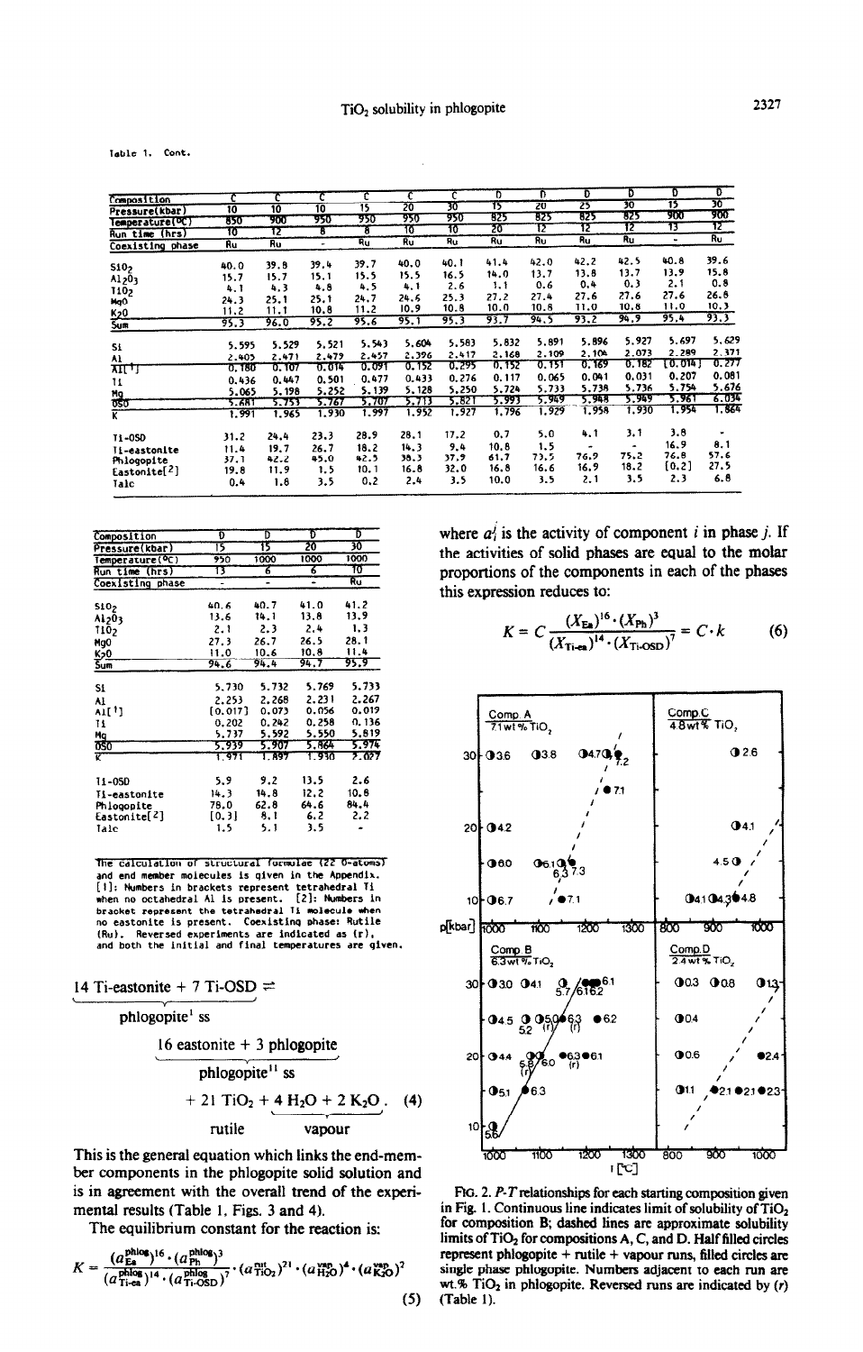Table 1. Cont.

| Composition | C | C | C | C | C | C | D | D | D | D | D | D |
|---|---|---|---|---|---|---|---|---|---|---|---|---|
| Pressure(kbar) | 10 | 10 | 10 | 15 | 20 | 30 | 15 | 20 | 25 | 30 | 15 | 30 |
| Temperature(°C) | 850 | 900 | 950 | 950 | 950 | 950 | 825 | 825 | 825 | 825 | 900 | 900 |
| Run time (hrs) | 10 | 12 | 8 | 8 | 10 | 10 | 20 | 12 | 12 | 12 | 13 | 12 |
| Coexisting phase | Ru | Ru | | Ru | Ru | Ru | Ru | Ru | Ru | Ru | - | Ru |
| $SiO_2$ | 40.0 | 39.8 | 39.4 | 39.7 | 40.0 | 40.1 | 41.4 | 42.0 | 42.2 | 42.5 | 40.8 | 39.6 |
| $Al_2O_3$ | 15.7 | 15.7 | 15.1 | 15.5 | 15.5 | 16.5 | 14.0 | 13.7 | 13.8 | 13.7 | 13.9 | 15.8 |
| $TiO_2$ | 4.1 | 4.3 | 4.8 | 4.5 | 4.1 | 2.6 | 1.1 | 0.6 | 0.4 | 0.3 | 2.1 | 0.8 |
| MgO | 24.3 | 25.1 | 25.1 | 24.7 | 24.6 | 25.3 | 27.2 | 27.4 | 27.6 | 27.6 | 27.6 | 26.8 |
| $K_2O$ | 11.2 | 11.1 | 10.8 | 11.2 | 10.9 | 10.8 | 10.0 | 10.8 | 11.0 | 10.8 | 11.0 | 10.3 |
| Sum | 95.3 | 96.0 | 95.2 | 95.6 | 95.1 | 95.3 | 93.7 | 94.5 | 93.2 | 94.9 | 95.4 | 93.3 |
| Si | 5.595 | 5.529 | 5.521 | 5.543 | 5.604 | 5.583 | 5.832 | 5.891 | 5.896 | 5.927 | 5.697 | 5.629 |
| Al | 2.405 | 2.471 | 2.479 | 2.457 | 2.396 | 2.417 | 2.168 | 2.109 | 2.104 | 2.073 | 2.289 | 2.371 |
| Al[1] | 0.180 | 0.107 | 0.014 | 0.091 | 0.152 | 0.295 | 0.152 | 0.151 | 0.169 | 0.182 | [0.014] | 0.277 |
| Ti | 0.436 | 0.447 | 0.501 | 0.477 | 0.433 | 0.276 | 0.117 | 0.065 | 0.041 | 0.031 | 0.207 | 0.081 |
| Mg | 5.065 | 5.198 | 5.252 | 5.139 | 5.128 | 5.250 | 5.724 | 5.733 | 5.738 | 5.736 | 5.754 | 5.676 |
| OSD | 5.681 | 5.753 | 5.767 | 5.707 | 5.713 | 5.821 | 5.993 | 5.949 | 5.948 | 5.949 | 5.961 | 6.034 |
| K | 1.991 | 1.965 | 1.930 | 1.997 | 1.952 | 1.927 | 1.796 | 1.929 | 1.958 | 1.930 | 1.954 | 1.864 |
| Ti-OSD | 31.2 | 24.4 | 23.3 | 28.9 | 28.1 | 17.2 | 0.7 | 5.0 | 4.1 | 3.1 | 3.8 | - |
| Ti-eastonite | 11.4 | 19.7 | 26.7 | 18.2 | 14.3 | 9.4 | 10.8 | 1.5 | - | - | 16.9 | 8.1 |
| Phlogopite | 37.1 | 42.2 | 45.0 | 42.5 | 38.3 | 37.9 | 61.7 | 73.5 | 76.9 | 75.2 | 76.8 | 57.6 |
| Eastonite[2] | 19.8 | 11.9 | 1.5 | 10.1 | 16.8 | 32.0 | 16.8 | 16.6 | 16.9 | 18.2 | [0.2] | 27.5 |
| Talc | 0.4 | 1.8 | 3.5 | 0.2 | 2.4 | 3.5 | 10.0 | 3.5 | 2.1 | 3.5 | 2.3 | 6.8 |

| Composition | D | D | D | D |
|---|---|---|---|---|
| Pressure(kbar) | 15 | 15 | 20 | 30 |
| Temperature(°C) | 950 | 1000 | 1000 | 1000 |
| Run time (hrs) | 13 | 6 | 6 | 10 |
| Coexisting phase | - | - | - | Ru |
| $SiO_2$ | 40.6 | 40.7 | 41.0 | 41.2 |
| $Al_2O_3$ | 13.6 | 14.1 | 13.8 | 13.9 |
| $TiO_2$ | 2.1 | 2.3 | 2.4 | 1.3 |
| MgO | 27.3 | 26.7 | 26.5 | 28.1 |
| $K_2O$ | 11.0 | 10.6 | 10.8 | 11.4 |
| Sum | 94.6 | 94.4 | 94.7 | 95.9 |
| Si | 5.730 | 5.732 | 5.769 | 5.733 |
| Al | 2.253 | 2.268 | 2.231 | 2.267 |
| Al[1] | [0.017] | 0.073 | 0.056 | 0.019 |
| Ti | 0.202 | 0.242 | 0.258 | 0.136 |
| Mg | 5.737 | 5.592 | 5.550 | 5.819 |
| OSD | 5.939 | 5.907 | 5.864 | 5.974 |
| K | 1.971 | 1.897 | 1.930 | 2.027 |
| Ti-OSD | 5.9 | 9.2 | 13.5 | 2.6 |
| Ti-eastonite | 14.3 | 14.8 | 12.2 | 10.8 |
| Phlogopite | 78.0 | 62.8 | 64.6 | 84.4 |
| Eastonite[2] | [0.3] | 8.1 | 6.2 | 2.2 |
| Talc | 1.5 | 5.1 | 3.5 | - |

The calculation of structural formulae (22 O-atoms) and end member molecules is given in the Appendix. [1]: Numbers in brackets represent tetrahedral Ti when no octahedral Al is present. [2]: Numbers in bracket represent the tetrahedral Ti molecule when no eastonite is present. Coexisting phase: Rutile (Ru). Reversed experiments are indicated as (r), and both the initial and final temperatures are given.

$$\underbrace{14\ \text{Ti-eastonite} + 7\ \text{Ti-OSD}}_{\text{phlogopite}^{\text{I}}\ \text{ss}} \rightleftharpoons \underbrace{16\ \text{eastonite} + 3\ \text{phlogopite}}_{\text{phlogopite}^{\text{II}}\ \text{ss}} + \underbrace{21\ TiO_2}_{\text{rutile}} + \underbrace{4\ H_2O + 2\ K_2O}_{\text{vapour}}. \quad (4)$$

This is the general equation which links the end-member components in the phlogopite solid solution and is in agreement with the overall trend of the experimental results (Table 1, Figs. 3 and 4).

The equilibrium constant for the reaction is:

$$K = \frac{(a_{\text{Ea}}^{\text{phlog}})^{16} \cdot (a_{\text{Ph}}^{\text{phlog}})^{3}}{(a_{\text{Ti-ea}}^{\text{phlog}})^{14} \cdot (a_{\text{Ti-OSD}}^{\text{phlog}})^{7}} \cdot (a_{TiO_2}^{\text{rut}})^{21} \cdot (a_{H_2O}^{\text{vap}})^{4} \cdot (a_{K_2O}^{\text{vap}})^{2} \quad (5)$$

where $a_i^j$ is the activity of component $i$ in phase $j$. If the activities of solid phases are equal to the molar proportions of the components in each of the phases this expression reduces to:

$$K = C\,\frac{(X_{\text{Ea}})^{16} \cdot (X_{\text{Ph}})^{3}}{(X_{\text{Ti-ea}})^{14} \cdot (X_{\text{Ti-OSD}})^{7}} = C \cdot k \quad (6)$$

FIG. 2. $P$-$T$ relationships for each starting composition given in Fig. 1. Continuous line indicates limit of solubility of $TiO_2$ for composition B; dashed lines are approximate solubility limits of $TiO_2$ for compositions A, C, and D. Half filled circles represent phlogopite + rutile + vapour runs, filled circles are single phase phlogopite. Numbers adjacent to each run are wt.% $TiO_2$ in phlogopite. Reversed runs are indicated by (r) (Table 1).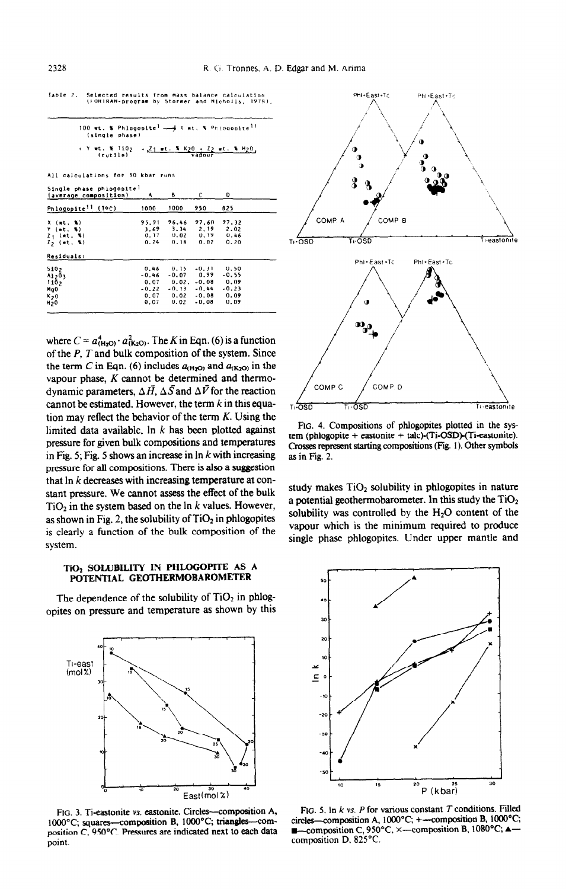Table 2. Selected results from mass balance calculation (FORTRAN-program by Stormer and Nicholls, 1978).

100 wt. % Phlogopite[I] (single phase) → X wt. % Phlogopite[II] + Y wt. % $TiO_2$ (rutile) + $Z_1$ wt. % $K_2O$ + $Z_2$ wt. % $H_2O$ (vapour)

All calculations for 30 kbar runs

| Single phase phlogopite[I] (average composition) | A | B | C | D |
|---|---|---|---|---|
| Phlogopite[II] (T°C) | 1000 | 1000 | 950 | 825 |
| X (wt. %) | 95.91 | 96.46 | 97.60 | 97.32 |
| Y (wt. %) | 3.69 | 3.34 | 2.19 | 2.02 |
| $Z_1$ (wt. %) | 0.17 | 0.02 | 0.19 | 0.46 |
| $Z_2$ (wt. %) | 0.24 | 0.18 | 0.02 | 0.20 |
| **Residuals:** | | | | |
| $SiO_2$ | 0.46 | 0.15 | -0.31 | 0.50 |
| $Al_2O_3$ | -0.46 | -0.07 | 0.99 | -0.55 |
| $TiO_2$ | 0.07 | 0.02 | -0.08 | 0.09 |
| MgO | -0.22 | -0.13 | -0.44 | -0.23 |
| $K_2O$ | 0.07 | 0.02 | -0.08 | 0.09 |
| $H_2O$ | 0.07 | 0.02 | -0.08 | 0.09 |

where $C = a^4_{(H_2O)} \cdot a^2_{(K_2O)}$. The $K$ in Eqn. (6) is a function of the $P$, $T$ and bulk composition of the system. Since the term $C$ in Eqn. (6) includes $a_{(H_2O)}$ and $a_{(K_2O)}$ in the vapour phase, $K$ cannot be determined and thermodynamic parameters, $\Delta \bar{H}$, $\Delta \bar{S}$ and $\Delta \bar{V}$ for the reaction cannot be estimated. However, the term $k$ in this equation may reflect the behavior of the term $K$. Using the limited data available, ln $k$ has been plotted against pressure for given bulk compositions and temperatures in Fig. 5; Fig. 5 shows an increase in ln $k$ with increasing pressure for all compositions. There is also a suggestion that ln $k$ decreases with increasing temperature at constant pressure. We cannot assess the effect of the bulk $TiO_2$ in the system based on the ln $k$ values. However, as shown in Fig. 2, the solubility of $TiO_2$ in phlogopites is clearly a function of the bulk composition of the system.

## $TiO_2$ SOLUBILITY IN PHLOGOPITE AS A POTENTIAL GEOTHERMOBAROMETER

The dependence of the solubility of $TiO_2$ in phlogopites on pressure and temperature as shown by this study makes $TiO_2$ solubility in phlogopites in nature a potential geothermobarometer. In this study the $TiO_2$ solubility was controlled by the $H_2O$ content of the vapour which is the minimum required to produce single phase phlogopites. Under upper mantle and

FIG. 3. Ti-eastonite *vs.* eastonite. Circles—composition A, 1000°C; squares—composition B, 1000°C; triangles—composition C, 950°C. Pressures are indicated next to each data point.

FIG. 4. Compositions of phlogopites plotted in the system (phlogopite + eastonite + talc)-(Ti-OSD)-(Ti-eastonite). Crosses represent starting compositions (Fig. 1). Other symbols as in Fig. 2.

FIG. 5. ln $k$ *vs.* $P$ for various constant $T$ conditions. Filled circles—composition A, 1000°C; +—composition B, 1000°C; ■—composition C, 950°C, ×—composition B, 1080°C; ▲—composition D, 825°C.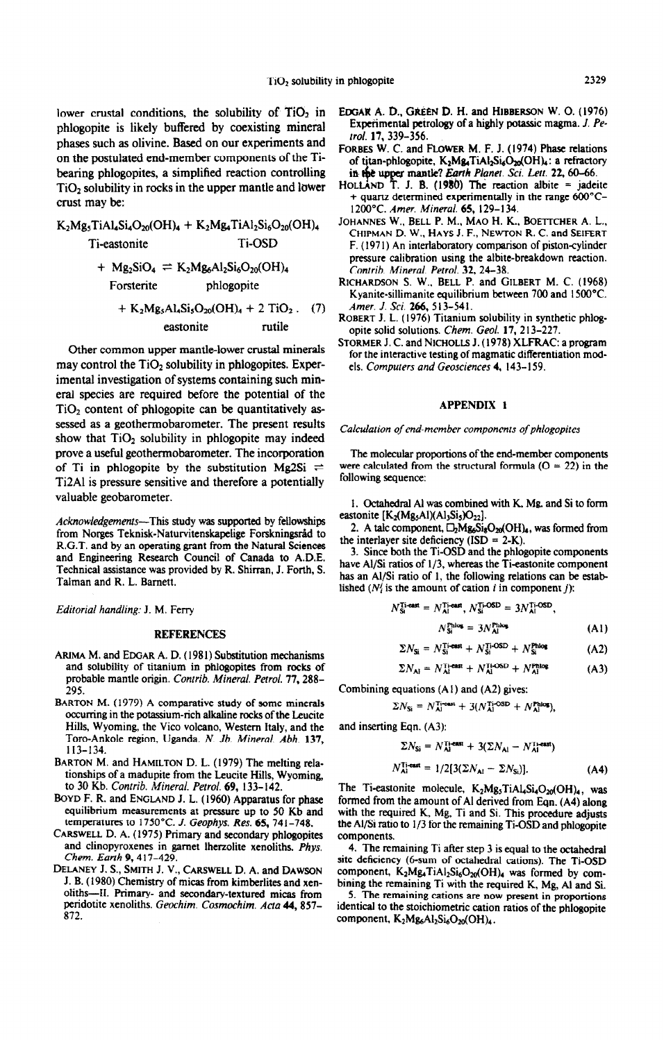lower crustal conditions, the solubility of $TiO_2$ in phlogopite is likely buffered by coexisting mineral phases such as olivine. Based on our experiments and on the postulated end-member components of the Ti-bearing phlogopites, a simplified reaction controlling $TiO_2$ solubility in rocks in the upper mantle and lower crust may be:

$$K_2Mg_5TiAl_4Si_4O_{20}(OH)_4 + K_2Mg_4TiAl_2Si_6O_{20}(OH)_4$$
$$\text{Ti-eastonite} \qquad\qquad \text{Ti-OSD}$$
$$+ \; Mg_2SiO_4 \rightleftharpoons K_2Mg_6Al_2Si_6O_{20}(OH)_4$$
$$\text{Forsterite} \qquad\qquad \text{phlogopite}$$
$$+ \; K_2Mg_5Al_6Si_5O_{20}(OH)_4 + 2\,TiO_2 \,. \quad (7)$$
$$\text{eastonite} \qquad\qquad \text{rutile}$$

Other common upper mantle-lower crustal minerals may control the $TiO_2$ solubility in phlogopites. Experimental investigation of systems containing such mineral species are required before the potential of the $TiO_2$ content of phlogopite can be quantitatively assessed as a geothermobarometer. The present results show that $TiO_2$ solubility in phlogopite may indeed prove a useful geothermobarometer. The incorporation of Ti in phlogopite by the substitution $Mg2Si \rightleftharpoons Ti2Al$ is pressure sensitive and therefore a potentially valuable geobarometer.

*Acknowledgements*—This study was supported by fellowships from Norges Teknisk-Naturvitenskapelige Forskningsråd to R.G.T. and by an operating grant from the Natural Sciences and Engineering Research Council of Canada to A.D.E. Technical assistance was provided by R. Shirran, J. Forth, S. Talman and R. L. Barnett.

*Editorial handling:* J. M. Ferry

## REFERENCES

ARIMA M. and EDGAR A. D. (1981) Substitution mechanisms and solubility of titanium in phlogopites from rocks of probable mantle origin. *Contrib. Mineral. Petrol.* **77**, 288–295.

BARTON M. (1979) A comparative study of some minerals occurring in the potassium-rich alkaline rocks of the Leucite Hills, Wyoming, the Vico volcano, Western Italy, and the Toro-Ankole region, Uganda. *N. Jb. Mineral. Abh.* **137**, 113–134.

BARTON M. and HAMILTON D. L. (1979) The melting relationships of a madupite from the Leucite Hills, Wyoming, to 30 Kb. *Contrib. Mineral. Petrol.* **69**, 133–142.

BOYD F. R. and ENGLAND J. L. (1960) Apparatus for phase equilibrium measurements at pressure up to 50 Kb and temperatures to 1750°C. *J. Geophys. Res.* **65**, 741–748.

CARSWELL D. A. (1975) Primary and secondary phlogopites and clinopyroxenes in garnet lherzolite xenoliths. *Phys. Chem. Earth* **9**, 417–429.

DELANEY J. S., SMITH J. V., CARSWELL D. A. and DAWSON J. B. (1980) Chemistry of micas from kimberlites and xenoliths—II. Primary- and secondary-textured micas from peridotite xenoliths. *Geochim. Cosmochim. Acta* **44**, 857–872.

EDGAR A. D., GREEN D. H. and HIBBERSON W. O. (1976) Experimental petrology of a highly potassic magma. *J. Petrol.* **17**, 339–356.

FORBES W. C. and FLOWER M. F. J. (1974) Phase relations of titan-phlogopite, $K_2Mg_4TiAl_2Si_6O_{20}(OH)_4$: a refractory in the upper mantle? *Earth Planet. Sci. Lett.* **22**, 60–66.

HOLLAND T. J. B. (1980) The reaction albite = jadeite + quartz determined experimentally in the range 600°C–1200°C. *Amer. Mineral.* **65**, 129–134.

JOHANNES W., BELL P. M., MAO H. K., BOETTCHER A. L., CHIPMAN D. W., HAYS J. F., NEWTON R. C. and SEIFERT F. (1971) An interlaboratory comparison of piston-cylinder pressure calibration using the albite-breakdown reaction. *Contrib. Mineral. Petrol.* **32**, 24–38.

RICHARDSON S. W., BELL P. and GILBERT M. C. (1968) Kyanite-sillimanite equilibrium between 700 and 1500°C. *Amer. J. Sci.* **266**, 513–541.

ROBERT J. L. (1976) Titanium solubility in synthetic phlogopite solid solutions. *Chem. Geol.* **17**, 213–227.

STORMER J. C. and NICHOLLS J. (1978) XLFRAC: a program for the interactive testing of magmatic differentiation models. *Computers and Geosciences* **4**, 143–159.

## APPENDIX 1

*Calculation of end-member components of phlogopites*

The molecular proportions of the end-member components were calculated from the structural formula (O = 22) in the following sequence:

1. Octahedral Al was combined with K, Mg, and Si to form eastonite $[K_2(Mg_5Al)(Al_3Si_5)O_{22}]$.

2. A talc component, $\square_2Mg_6Si_8O_{20}(OH)_4$, was formed from the interlayer site deficiency (ISD = 2-K).

3. Since both the Ti-OSD and the phlogopite components have Al/Si ratios of 1/3, whereas the Ti-eastonite component has an Al/Si ratio of 1, the following relations can be established ($N_i^j$ is the amount of cation $i$ in component $j$):

$$N_{Si}^{\text{Ti-east}} = N_{Al}^{\text{Ti-east}},\; N_{Si}^{\text{Ti-OSD}} = 3N_{Al}^{\text{Ti-OSD}},$$
$$N_{Si}^{\text{Phlog}} = 3N_{Al}^{\text{Phlog}} \quad \text{(A1)}$$

$$\Sigma N_{Si} = N_{Si}^{\text{Ti-east}} + N_{Si}^{\text{Ti-OSD}} + N_{Si}^{\text{Phlog}} \quad \text{(A2)}$$

$$\Sigma N_{Al} = N_{Al}^{\text{Ti-east}} + N_{Al}^{\text{Ti-OSD}} + N_{Al}^{\text{Phlog}} \quad \text{(A3)}$$

Combining equations (A1) and (A2) gives:

$$\Sigma N_{Si} = N_{Al}^{\text{Ti-east}} + 3(N_{Al}^{\text{Ti-OSD}} + N_{Al}^{\text{Phlog}}),$$

and inserting Eqn. (A3):

$$\Sigma N_{Si} = N_{Al}^{\text{Ti-east}} + 3(\Sigma N_{Al} - N_{Al}^{\text{Ti-east}})$$

$$N_{Al}^{\text{Ti-east}} = 1/2[3(\Sigma N_{Al} - \Sigma N_{Si})]. \quad \text{(A4)}$$

The Ti-eastonite molecule, $K_2Mg_5TiAl_4Si_4O_{20}(OH)_4$, was formed from the amount of Al derived from Eqn. (A4) along with the required K, Mg, Ti and Si. This procedure adjusts the Al/Si ratio to 1/3 for the remaining Ti-OSD and phlogopite components.

4. The remaining Ti after step 3 is equal to the octahedral site deficiency (6-sum of octahedral cations). The Ti-OSD component, $K_2Mg_4TiAl_2Si_6O_{20}(OH)_4$ was formed by combining the remaining Ti with the required K, Mg, Al and Si.

5. The remaining cations are now present in proportions identical to the stoichiometric cation ratios of the phlogopite component, $K_2Mg_6Al_2Si_6O_{20}(OH)_4$.